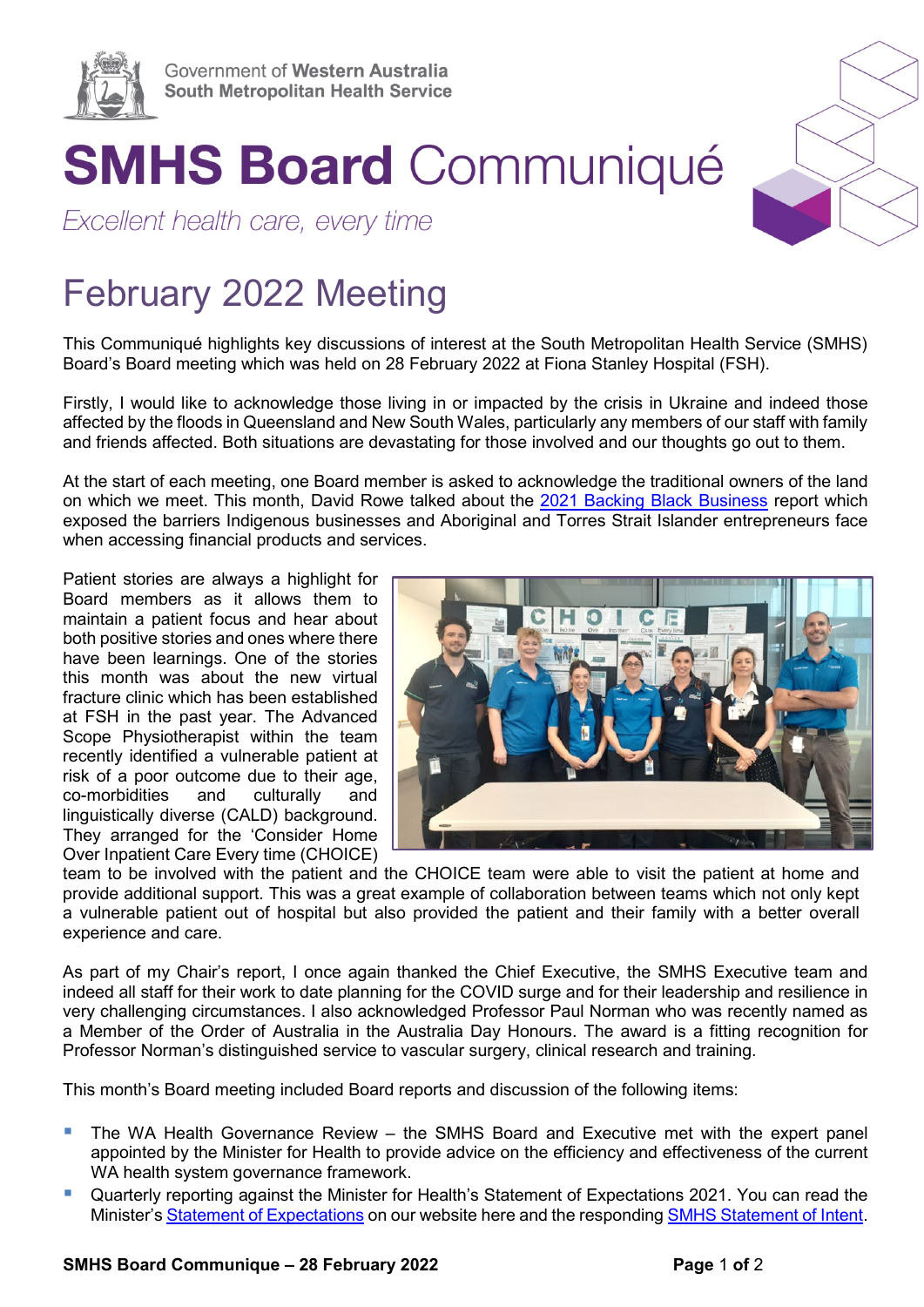Government of **Western Australia**
**South Metropolitan Health Service**

# **SMHS Board** Communiqué

*Excellent health care, every time*

## February 2022 Meeting

This Communiqué highlights key discussions of interest at the South Metropolitan Health Service (SMHS) Board's Board meeting which was held on 28 February 2022 at Fiona Stanley Hospital (FSH).

Firstly, I would like to acknowledge those living in or impacted by the crisis in Ukraine and indeed those affected by the floods in Queensland and New South Wales, particularly any members of our staff with family and friends affected. Both situations are devastating for those involved and our thoughts go out to them.

At the start of each meeting, one Board member is asked to acknowledge the traditional owners of the land on which we meet. This month, David Rowe talked about the [2021 Backing Black Business](2021 Backing Black Business) report which exposed the barriers Indigenous businesses and Aboriginal and Torres Strait Islander entrepreneurs face when accessing financial products and services.

Patient stories are always a highlight for Board members as it allows them to maintain a patient focus and hear about both positive stories and ones where there have been learnings. One of the stories this month was about the new virtual fracture clinic which has been established at FSH in the past year. The Advanced Scope Physiotherapist within the team recently identified a vulnerable patient at risk of a poor outcome due to their age, co-morbidities and culturally and linguistically diverse (CALD) background. They arranged for the 'Consider Home Over Inpatient Care Every time (CHOICE) team to be involved with the patient and the CHOICE team were able to visit the patient at home and provide additional support. This was a great example of collaboration between teams which not only kept a vulnerable patient out of hospital but also provided the patient and their family with a better overall experience and care.

As part of my Chair's report, I once again thanked the Chief Executive, the SMHS Executive team and indeed all staff for their work to date planning for the COVID surge and for their leadership and resilience in very challenging circumstances. I also acknowledged Professor Paul Norman who was recently named as a Member of the Order of Australia in the Australia Day Honours. The award is a fitting recognition for Professor Norman's distinguished service to vascular surgery, clinical research and training.

This month's Board meeting included Board reports and discussion of the following items:

- The WA Health Governance Review – the SMHS Board and Executive met with the expert panel appointed by the Minister for Health to provide advice on the efficiency and effectiveness of the current WA health system governance framework.
- Quarterly reporting against the Minister for Health's Statement of Expectations 2021. You can read the Minister's [Statement of Expectations](Statement of Expectations) on our website here and the responding [SMHS Statement of Intent](SMHS Statement of Intent).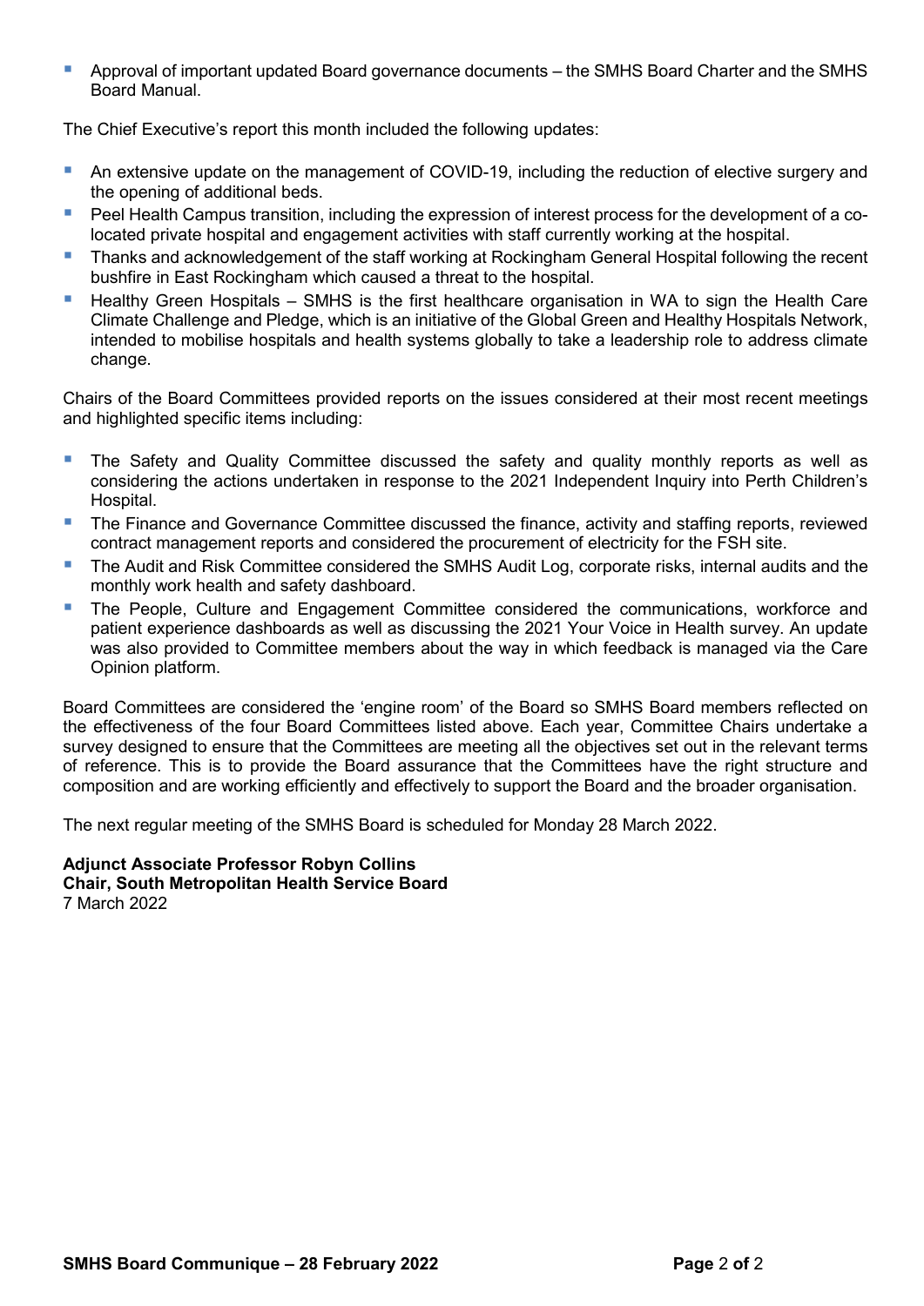- Approval of important updated Board governance documents – the SMHS Board Charter and the SMHS Board Manual.

The Chief Executive's report this month included the following updates:

- An extensive update on the management of COVID-19, including the reduction of elective surgery and the opening of additional beds.
- Peel Health Campus transition, including the expression of interest process for the development of a co-located private hospital and engagement activities with staff currently working at the hospital.
- Thanks and acknowledgement of the staff working at Rockingham General Hospital following the recent bushfire in East Rockingham which caused a threat to the hospital.
- Healthy Green Hospitals – SMHS is the first healthcare organisation in WA to sign the Health Care Climate Challenge and Pledge, which is an initiative of the Global Green and Healthy Hospitals Network, intended to mobilise hospitals and health systems globally to take a leadership role to address climate change.

Chairs of the Board Committees provided reports on the issues considered at their most recent meetings and highlighted specific items including:

- The Safety and Quality Committee discussed the safety and quality monthly reports as well as considering the actions undertaken in response to the 2021 Independent Inquiry into Perth Children's Hospital.
- The Finance and Governance Committee discussed the finance, activity and staffing reports, reviewed contract management reports and considered the procurement of electricity for the FSH site.
- The Audit and Risk Committee considered the SMHS Audit Log, corporate risks, internal audits and the monthly work health and safety dashboard.
- The People, Culture and Engagement Committee considered the communications, workforce and patient experience dashboards as well as discussing the 2021 Your Voice in Health survey. An update was also provided to Committee members about the way in which feedback is managed via the Care Opinion platform.

Board Committees are considered the 'engine room' of the Board so SMHS Board members reflected on the effectiveness of the four Board Committees listed above. Each year, Committee Chairs undertake a survey designed to ensure that the Committees are meeting all the objectives set out in the relevant terms of reference. This is to provide the Board assurance that the Committees have the right structure and composition and are working efficiently and effectively to support the Board and the broader organisation.

The next regular meeting of the SMHS Board is scheduled for Monday 28 March 2022.

**Adjunct Associate Professor Robyn Collins**
**Chair, South Metropolitan Health Service Board**
7 March 2022